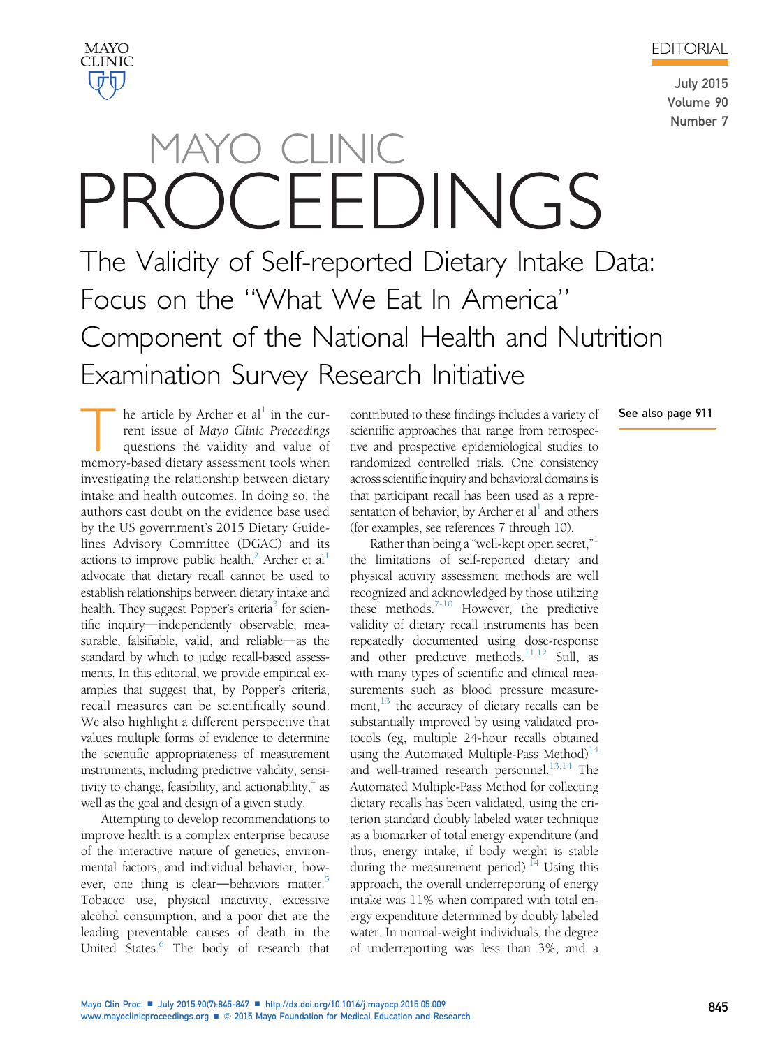EDITORIAL

# The Validity of Self-reported Dietary Intake Data: Focus on the "What We Eat In America" Component of the National Health and Nutrition Examination Survey Research Initiative

See also page 911

The article by Archer et al[1] in the current issue of *Mayo Clinic Proceedings* questions the validity and value of memory-based dietary assessment tools when investigating the relationship between dietary intake and health outcomes. In doing so, the authors cast doubt on the evidence base used by the US government's 2015 Dietary Guidelines Advisory Committee (DGAC) and its actions to improve public health.[2] Archer et al[1] advocate that dietary recall cannot be used to establish relationships between dietary intake and health. They suggest Popper's criteria[3] for scientific inquiry—independently observable, measurable, falsifiable, valid, and reliable—as the standard by which to judge recall-based assessments. In this editorial, we provide empirical examples that suggest that, by Popper's criteria, recall measures can be scientifically sound. We also highlight a different perspective that values multiple forms of evidence to determine the scientific appropriateness of measurement instruments, including predictive validity, sensitivity to change, feasibility, and actionability,[4] as well as the goal and design of a given study.

Attempting to develop recommendations to improve health is a complex enterprise because of the interactive nature of genetics, environmental factors, and individual behavior; however, one thing is clear—behaviors matter.[5] Tobacco use, physical inactivity, excessive alcohol consumption, and a poor diet are the leading preventable causes of death in the United States.[6] The body of research that contributed to these findings includes a variety of scientific approaches that range from retrospective and prospective epidemiological studies to randomized controlled trials. One consistency across scientific inquiry and behavioral domains is that participant recall has been used as a representation of behavior, by Archer et al[1] and others (for examples, see references 7 through 10).

Rather than being a "well-kept open secret,"[1] the limitations of self-reported dietary and physical activity assessment methods are well recognized and acknowledged by those utilizing these methods.[7-10] However, the predictive validity of dietary recall instruments has been repeatedly documented using dose-response and other predictive methods.[11,12] Still, as with many types of scientific and clinical measurements such as blood pressure measurement,[13] the accuracy of dietary recalls can be substantially improved by using validated protocols (eg, multiple 24-hour recalls obtained using the Automated Multiple-Pass Method)[14] and well-trained research personnel.[13,14] The Automated Multiple-Pass Method for collecting dietary recalls has been validated, using the criterion standard doubly labeled water technique as a biomarker of total energy expenditure (and thus, energy intake, if body weight is stable during the measurement period).[14] Using this approach, the overall underreporting of energy intake was 11% when compared with total energy expenditure determined by doubly labeled water. In normal-weight individuals, the degree of underreporting was less than 3%, and a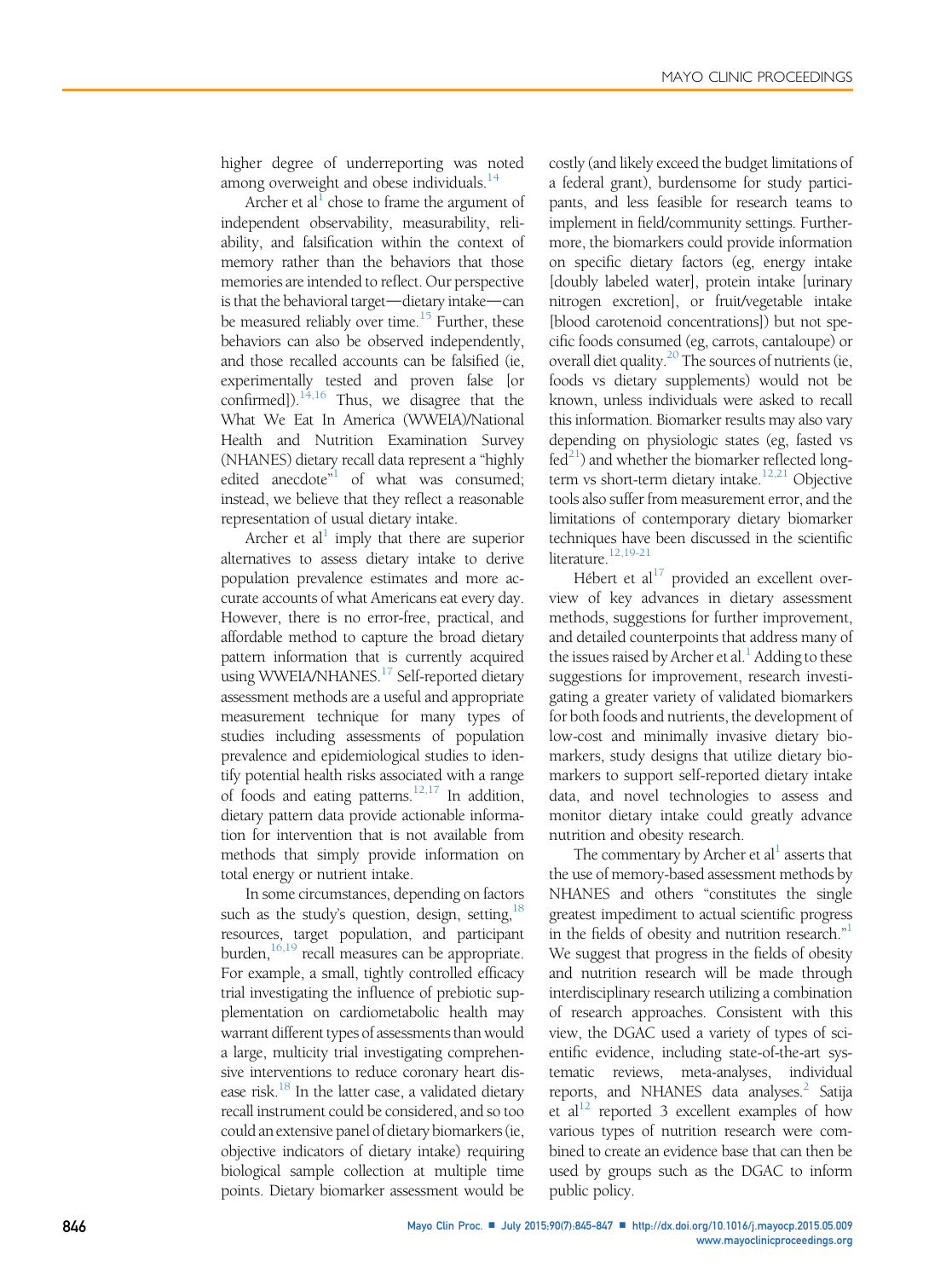higher degree of underreporting was noted among overweight and obese individuals.[14]

Archer et al[1] chose to frame the argument of independent observability, measurability, reliability, and falsification within the context of memory rather than the behaviors that those memories are intended to reflect. Our perspective is that the behavioral target—dietary intake—can be measured reliably over time.[15] Further, these behaviors can also be observed independently, and those recalled accounts can be falsified (ie, experimentally tested and proven false [or confirmed]).[14,16] Thus, we disagree that the What We Eat In America (WWEIA)/National Health and Nutrition Examination Survey (NHANES) dietary recall data represent a "highly edited anecdote"[1] of what was consumed; instead, we believe that they reflect a reasonable representation of usual dietary intake.

Archer et al[1] imply that there are superior alternatives to assess dietary intake to derive population prevalence estimates and more accurate accounts of what Americans eat every day. However, there is no error-free, practical, and affordable method to capture the broad dietary pattern information that is currently acquired using WWEIA/NHANES.[17] Self-reported dietary assessment methods are a useful and appropriate measurement technique for many types of studies including assessments of population prevalence and epidemiological studies to identify potential health risks associated with a range of foods and eating patterns.[12,17] In addition, dietary pattern data provide actionable information for intervention that is not available from methods that simply provide information on total energy or nutrient intake.

In some circumstances, depending on factors such as the study's question, design, setting,[18] resources, target population, and participant burden,[16,19] recall measures can be appropriate. For example, a small, tightly controlled efficacy trial investigating the influence of prebiotic supplementation on cardiometabolic health may warrant different types of assessments than would a large, multicity trial investigating comprehensive interventions to reduce coronary heart disease risk.[18] In the latter case, a validated dietary recall instrument could be considered, and so too could an extensive panel of dietary biomarkers (ie, objective indicators of dietary intake) requiring biological sample collection at multiple time points. Dietary biomarker assessment would be costly (and likely exceed the budget limitations of a federal grant), burdensome for study participants, and less feasible for research teams to implement in field/community settings. Furthermore, the biomarkers could provide information on specific dietary factors (eg, energy intake [doubly labeled water], protein intake [urinary nitrogen excretion], or fruit/vegetable intake [blood carotenoid concentrations]) but not specific foods consumed (eg, carrots, cantaloupe) or overall diet quality.[20] The sources of nutrients (ie, foods vs dietary supplements) would not be known, unless individuals were asked to recall this information. Biomarker results may also vary depending on physiologic states (eg, fasted vs fed[21]) and whether the biomarker reflected long-term vs short-term dietary intake.[12,21] Objective tools also suffer from measurement error, and the limitations of contemporary dietary biomarker techniques have been discussed in the scientific literature.[12,19-21]

Hébert et al[17] provided an excellent overview of key advances in dietary assessment methods, suggestions for further improvement, and detailed counterpoints that address many of the issues raised by Archer et al.[1] Adding to these suggestions for improvement, research investigating a greater variety of validated biomarkers for both foods and nutrients, the development of low-cost and minimally invasive dietary biomarkers, study designs that utilize dietary biomarkers to support self-reported dietary intake data, and novel technologies to assess and monitor dietary intake could greatly advance nutrition and obesity research.

The commentary by Archer et al[1] asserts that the use of memory-based assessment methods by NHANES and others "constitutes the single greatest impediment to actual scientific progress in the fields of obesity and nutrition research."[1] We suggest that progress in the fields of obesity and nutrition research will be made through interdisciplinary research utilizing a combination of research approaches. Consistent with this view, the DGAC used a variety of types of scientific evidence, including state-of-the-art systematic reviews, meta-analyses, individual reports, and NHANES data analyses.[2] Satija et al[12] reported 3 excellent examples of how various types of nutrition research were combined to create an evidence base that can then be used by groups such as the DGAC to inform public policy.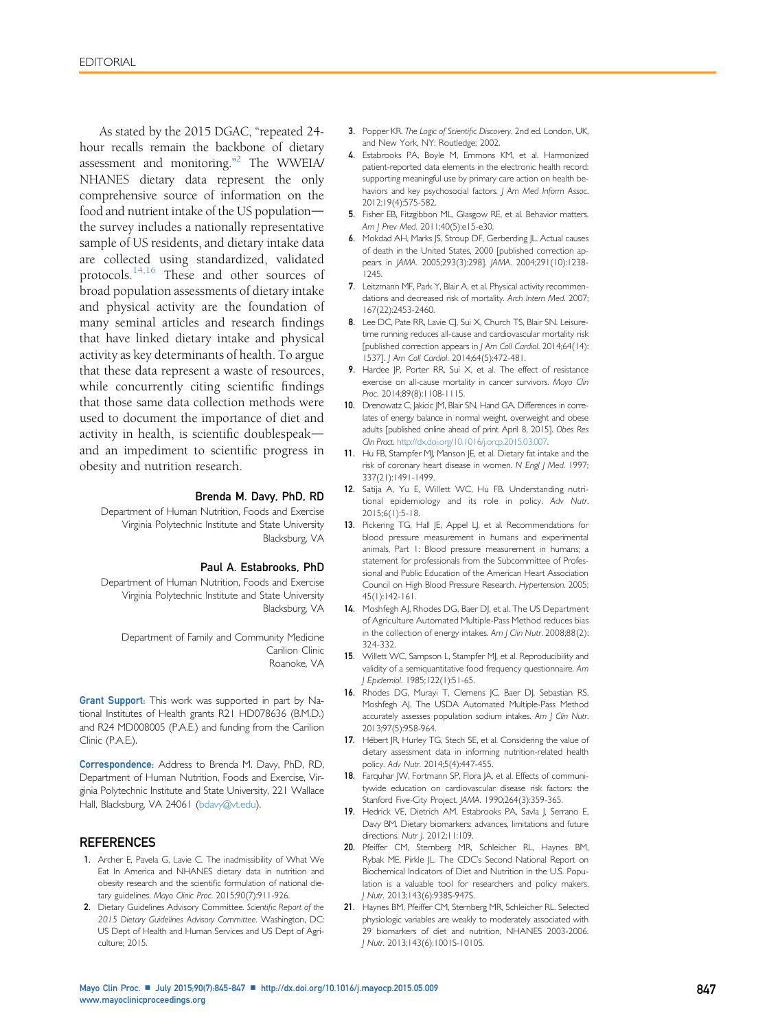As stated by the 2015 DGAC, "repeated 24-hour recalls remain the backbone of dietary assessment and monitoring."[2] The WWEIA/NHANES dietary data represent the only comprehensive source of information on the food and nutrient intake of the US population—the survey includes a nationally representative sample of US residents, and dietary intake data are collected using standardized, validated protocols.[14,16] These and other sources of broad population assessments of dietary intake and physical activity are the foundation of many seminal articles and research findings that have linked dietary intake and physical activity as key determinants of health. To argue that these data represent a waste of resources, while concurrently citing scientific findings that those same data collection methods were used to document the importance of diet and activity in health, is scientific doublespeak—and an impediment to scientific progress in obesity and nutrition research.

**Brenda M. Davy, PhD, RD**
Department of Human Nutrition, Foods and Exercise
Virginia Polytechnic Institute and State University
Blacksburg, VA

**Paul A. Estabrooks, PhD**
Department of Human Nutrition, Foods and Exercise
Virginia Polytechnic Institute and State University
Blacksburg, VA

Department of Family and Community Medicine
Carilion Clinic
Roanoke, VA

**Grant Support:** This work was supported in part by National Institutes of Health grants R21 HD078636 (B.M.D.) and R24 MD008005 (P.A.E.) and funding from the Carilion Clinic (P.A.E.).

**Correspondence:** Address to Brenda M. Davy, PhD, RD, Department of Human Nutrition, Foods and Exercise, Virginia Polytechnic Institute and State University, 221 Wallace Hall, Blacksburg, VA 24061 (bdavy@vt.edu).

## REFERENCES

1. Archer E, Pavela G, Lavie C. The inadmissibility of What We Eat In America and NHANES dietary data in nutrition and obesity research and the scientific formulation of national dietary guidelines. *Mayo Clinic Proc.* 2015;90(7):911-926.
2. Dietary Guidelines Advisory Committee. *Scientific Report of the 2015 Dietary Guidelines Advisory Committee.* Washington, DC: US Dept of Health and Human Services and US Dept of Agriculture; 2015.
3. Popper KR. *The Logic of Scientific Discovery.* 2nd ed. London, UK, and New York, NY: Routledge; 2002.
4. Estabrooks PA, Boyle M, Emmons KM, et al. Harmonized patient-reported data elements in the electronic health record: supporting meaningful use by primary care action on health behaviors and key psychosocial factors. *J Am Med Inform Assoc.* 2012;19(4):575-582.
5. Fisher EB, Fitzgibbon ML, Glasgow RE, et al. Behavior matters. *Am J Prev Med.* 2011;40(5):e15-e30.
6. Mokdad AH, Marks JS, Stroup DF, Gerberding JL. Actual causes of death in the United States, 2000 [published correction appears in *JAMA*. 2005;293(3):298]. *JAMA*. 2004;291(10):1238-1245.
7. Leitzmann MF, Park Y, Blair A, et al. Physical activity recommendations and decreased risk of mortality. *Arch Intern Med.* 2007;167(22):2453-2460.
8. Lee DC, Pate RR, Lavie CJ, Sui X, Church TS, Blair SN. Leisure-time running reduces all-cause and cardiovascular mortality risk [published correction appears in *J Am Coll Cardiol.* 2014;64(14):1537]. *J Am Coll Cardiol.* 2014;64(5):472-481.
9. Hardee JP, Porter RR, Sui X, et al. The effect of resistance exercise on all-cause mortality in cancer survivors. *Mayo Clin Proc.* 2014;89(8):1108-1115.
10. Drenowatz C, Jakicic JM, Blair SN, Hand GA. Differences in correlates of energy balance in normal weight, overweight and obese adults [published online ahead of print April 8, 2015]. *Obes Res Clin Pract.* http://dx.doi.org/10.1016/j.orcp.2015.03.007.
11. Hu FB, Stampfer MJ, Manson JE, et al. Dietary fat intake and the risk of coronary heart disease in women. *N Engl J Med.* 1997;337(21):1491-1499.
12. Satija A, Yu E, Willett WC, Hu FB. Understanding nutritional epidemiology and its role in policy. *Adv Nutr.* 2015;6(1):5-18.
13. Pickering TG, Hall JE, Appel LJ, et al. Recommendations for blood pressure measurement in humans and experimental animals, Part 1: Blood pressure measurement in humans; a statement for professionals from the Subcommittee of Professional and Public Education of the American Heart Association Council on High Blood Pressure Research. *Hypertension.* 2005;45(1):142-161.
14. Moshfegh AJ, Rhodes DG, Baer DJ, et al. The US Department of Agriculture Automated Multiple-Pass Method reduces bias in the collection of energy intakes. *Am J Clin Nutr.* 2008;88(2):324-332.
15. Willett WC, Sampson L, Stampfer MJ, et al. Reproducibility and validity of a semiquantitative food frequency questionnaire. *Am J Epidemiol.* 1985;122(1):51-65.
16. Rhodes DG, Murayi T, Clemens JC, Baer DJ, Sebastian RS, Moshfegh AJ. The USDA Automated Multiple-Pass Method accurately assesses population sodium intakes. *Am J Clin Nutr.* 2013;97(5):958-964.
17. Hébert JR, Hurley TG, Stech SE, et al. Considering the value of dietary assessment data in informing nutrition-related health policy. *Adv Nutr.* 2014;5(4):447-455.
18. Farquhar JW, Fortmann SP, Flora JA, et al. Effects of communitywide education on cardiovascular disease risk factors: the Stanford Five-City Project. *JAMA.* 1990;264(3):359-365.
19. Hedrick VE, Dietrich AM, Estabrooks PA, Savla J, Serrano E, Davy BM. Dietary biomarkers: advances, limitations and future directions. *Nutr J.* 2012;11:109.
20. Pfeiffer CM, Sternberg MR, Schleicher RL, Haynes BM, Rybak ME, Pirkle JL. The CDC's Second National Report on Biochemical Indicators of Diet and Nutrition in the U.S. Population is a valuable tool for researchers and policy makers. *J Nutr.* 2013;143(6):938S-947S.
21. Haynes BM, Pfeiffer CM, Sternberg MR, Schleicher RL. Selected physiologic variables are weakly to moderately associated with 29 biomarkers of diet and nutrition, NHANES 2003-2006. *J Nutr.* 2013;143(6):1001S-1010S.